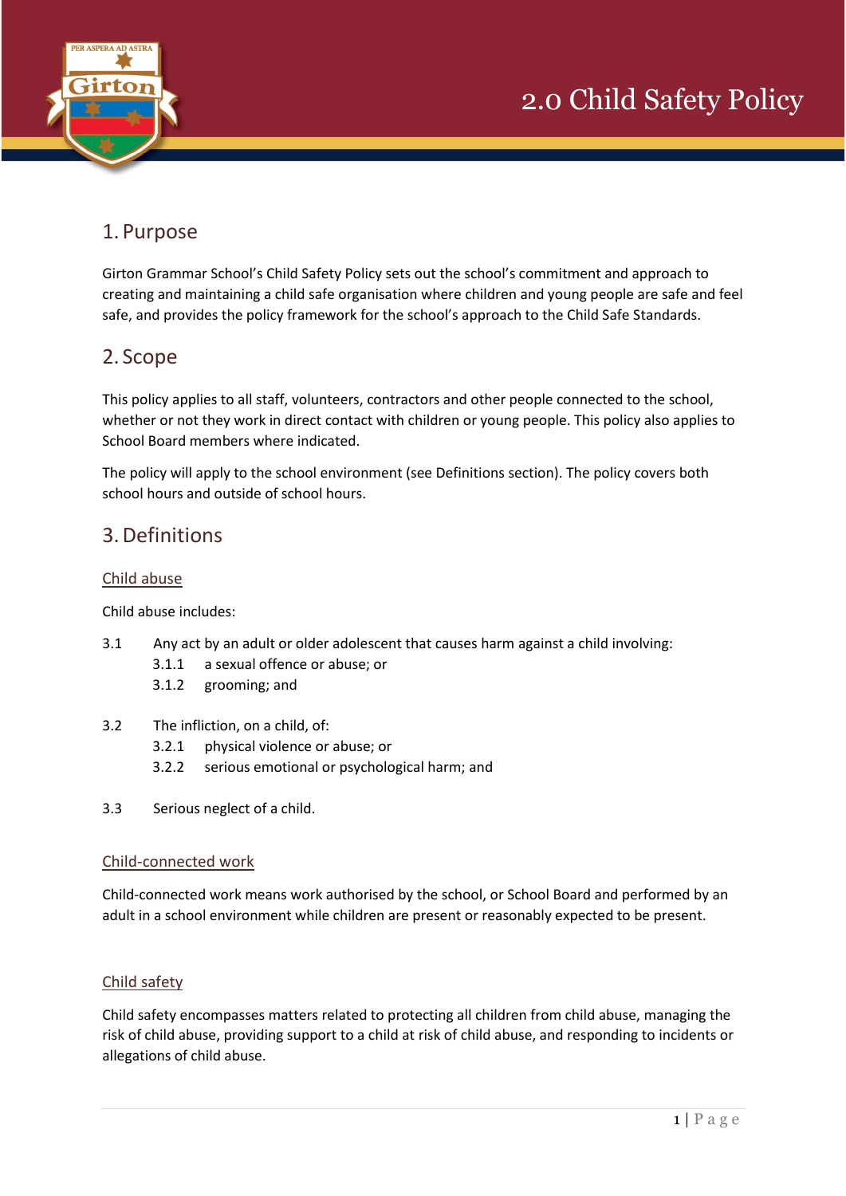# 2.0 Child Safety Policy

## 1. Purpose

Girton Grammar School's Child Safety Policy sets out the school's commitment and approach to creating and maintaining a child safe organisation where children and young people are safe and feel safe, and provides the policy framework for the school's approach to the Child Safe Standards.

## 2. Scope

This policy applies to all staff, volunteers, contractors and other people connected to the school, whether or not they work in direct contact with children or young people. This policy also applies to School Board members where indicated.

The policy will apply to the school environment (see Definitions section). The policy covers both school hours and outside of school hours.

## 3. Definitions

### Child abuse

Child abuse includes:

3.1 Any act by an adult or older adolescent that causes harm against a child involving:
- 3.1.1 a sexual offence or abuse; or
- 3.1.2 grooming; and

3.2 The infliction, on a child, of:
- 3.2.1 physical violence or abuse; or
- 3.2.2 serious emotional or psychological harm; and

3.3 Serious neglect of a child.

### Child-connected work

Child-connected work means work authorised by the school, or School Board and performed by an adult in a school environment while children are present or reasonably expected to be present.

### Child safety

Child safety encompasses matters related to protecting all children from child abuse, managing the risk of child abuse, providing support to a child at risk of child abuse, and responding to incidents or allegations of child abuse.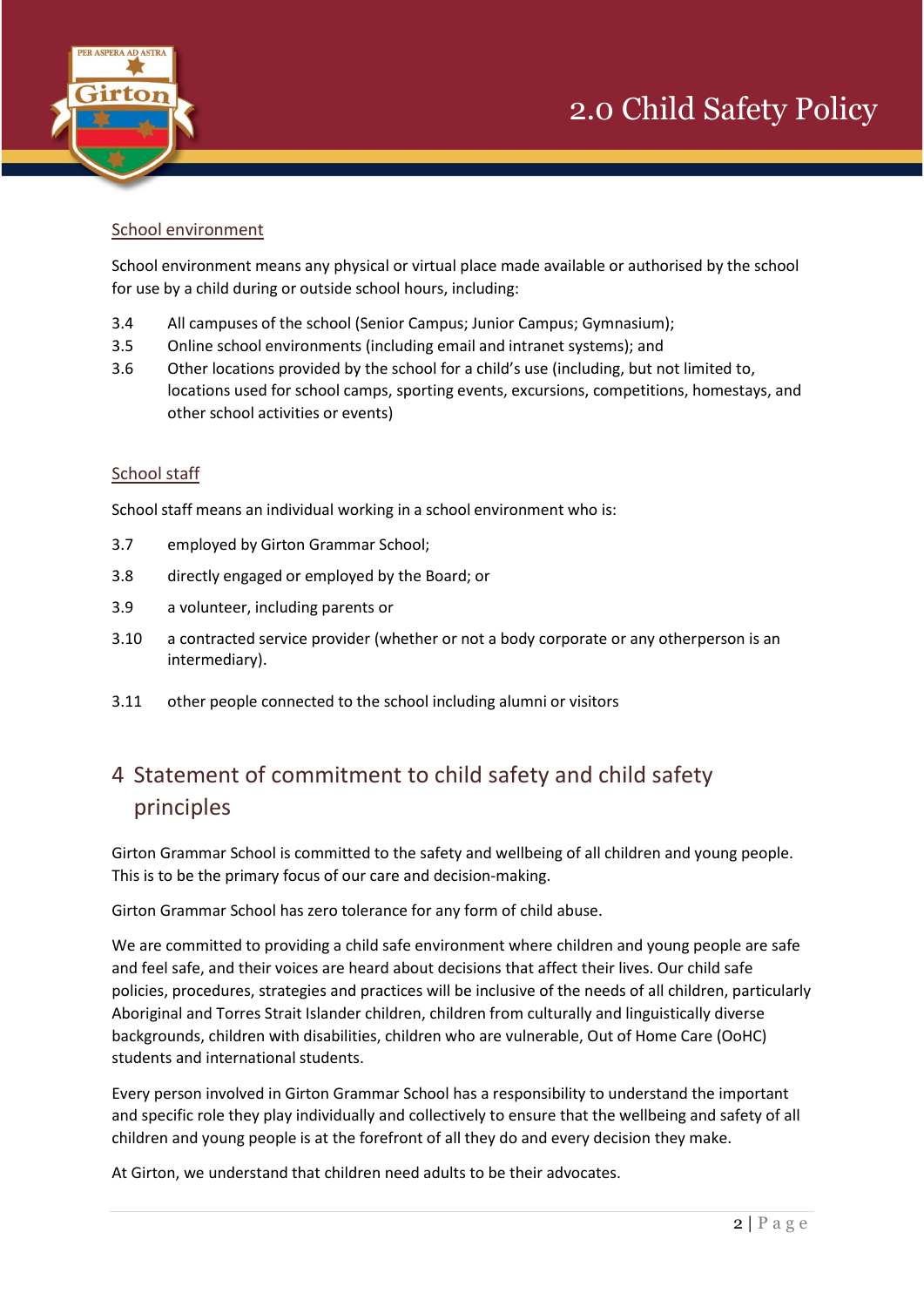<u>School environment</u>

School environment means any physical or virtual place made available or authorised by the school for use by a child during or outside school hours, including:

3.4 All campuses of the school (Senior Campus; Junior Campus; Gymnasium);

3.5 Online school environments (including email and intranet systems); and

3.6 Other locations provided by the school for a child's use (including, but not limited to, locations used for school camps, sporting events, excursions, competitions, homestays, and other school activities or events)

<u>School staff</u>

School staff means an individual working in a school environment who is:

3.7 employed by Girton Grammar School;

3.8 directly engaged or employed by the Board; or

3.9 a volunteer, including parents or

3.10 a contracted service provider (whether or not a body corporate or any otherperson is an intermediary).

3.11 other people connected to the school including alumni or visitors

# 4 Statement of commitment to child safety and child safety principles

Girton Grammar School is committed to the safety and wellbeing of all children and young people. This is to be the primary focus of our care and decision-making.

Girton Grammar School has zero tolerance for any form of child abuse.

We are committed to providing a child safe environment where children and young people are safe and feel safe, and their voices are heard about decisions that affect their lives. Our child safe policies, procedures, strategies and practices will be inclusive of the needs of all children, particularly Aboriginal and Torres Strait Islander children, children from culturally and linguistically diverse backgrounds, children with disabilities, children who are vulnerable, Out of Home Care (OoHC) students and international students.

Every person involved in Girton Grammar School has a responsibility to understand the important and specific role they play individually and collectively to ensure that the wellbeing and safety of all children and young people is at the forefront of all they do and every decision they make.

At Girton, we understand that children need adults to be their advocates.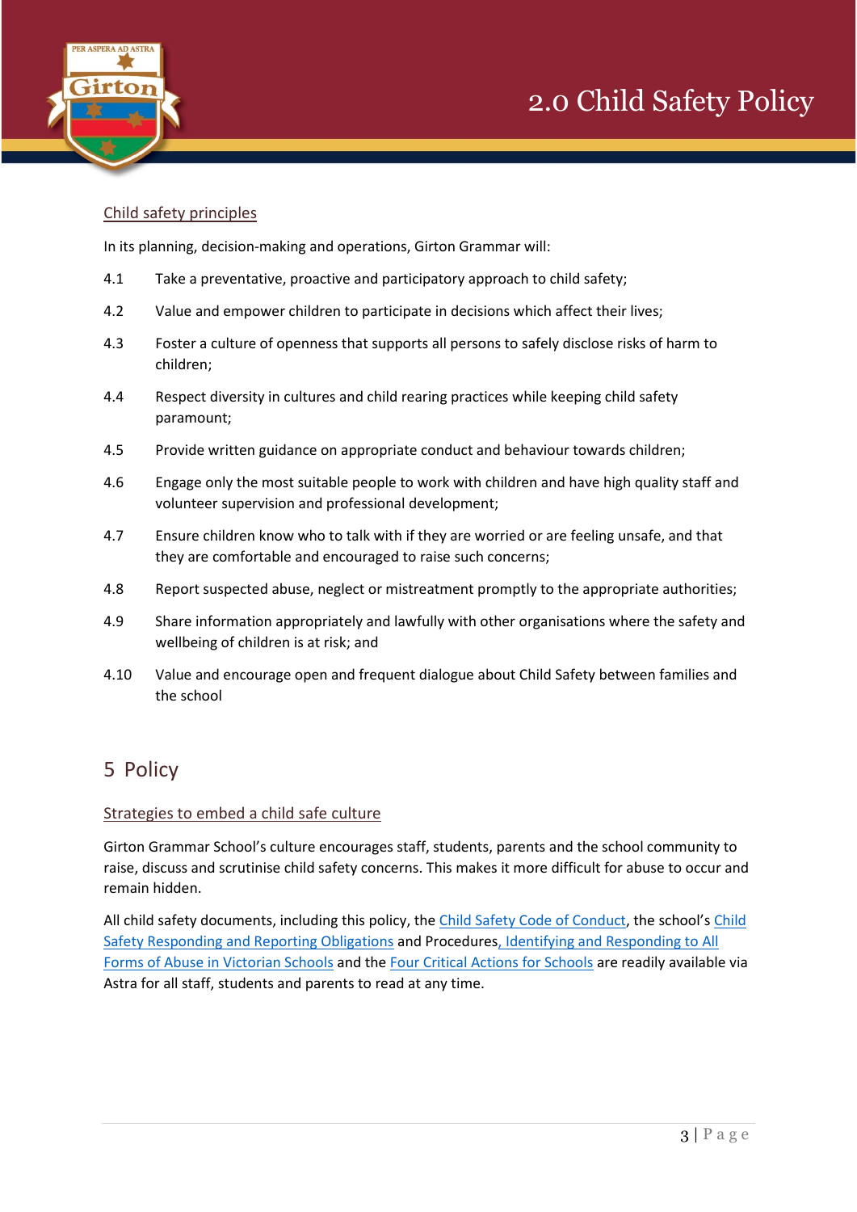### Child safety principles

In its planning, decision-making and operations, Girton Grammar will:

4.1 Take a preventative, proactive and participatory approach to child safety;

4.2 Value and empower children to participate in decisions which affect their lives;

4.3 Foster a culture of openness that supports all persons to safely disclose risks of harm to children;

4.4 Respect diversity in cultures and child rearing practices while keeping child safety paramount;

4.5 Provide written guidance on appropriate conduct and behaviour towards children;

4.6 Engage only the most suitable people to work with children and have high quality staff and volunteer supervision and professional development;

4.7 Ensure children know who to talk with if they are worried or are feeling unsafe, and that they are comfortable and encouraged to raise such concerns;

4.8 Report suspected abuse, neglect or mistreatment promptly to the appropriate authorities;

4.9 Share information appropriately and lawfully with other organisations where the safety and wellbeing of children is at risk; and

4.10 Value and encourage open and frequent dialogue about Child Safety between families and the school

## 5 Policy

### Strategies to embed a child safe culture

Girton Grammar School's culture encourages staff, students, parents and the school community to raise, discuss and scrutinise child safety concerns. This makes it more difficult for abuse to occur and remain hidden.

All child safety documents, including this policy, the Child Safety Code of Conduct, the school's Child Safety Responding and Reporting Obligations and Procedures, Identifying and Responding to All Forms of Abuse in Victorian Schools and the Four Critical Actions for Schools are readily available via Astra for all staff, students and parents to read at any time.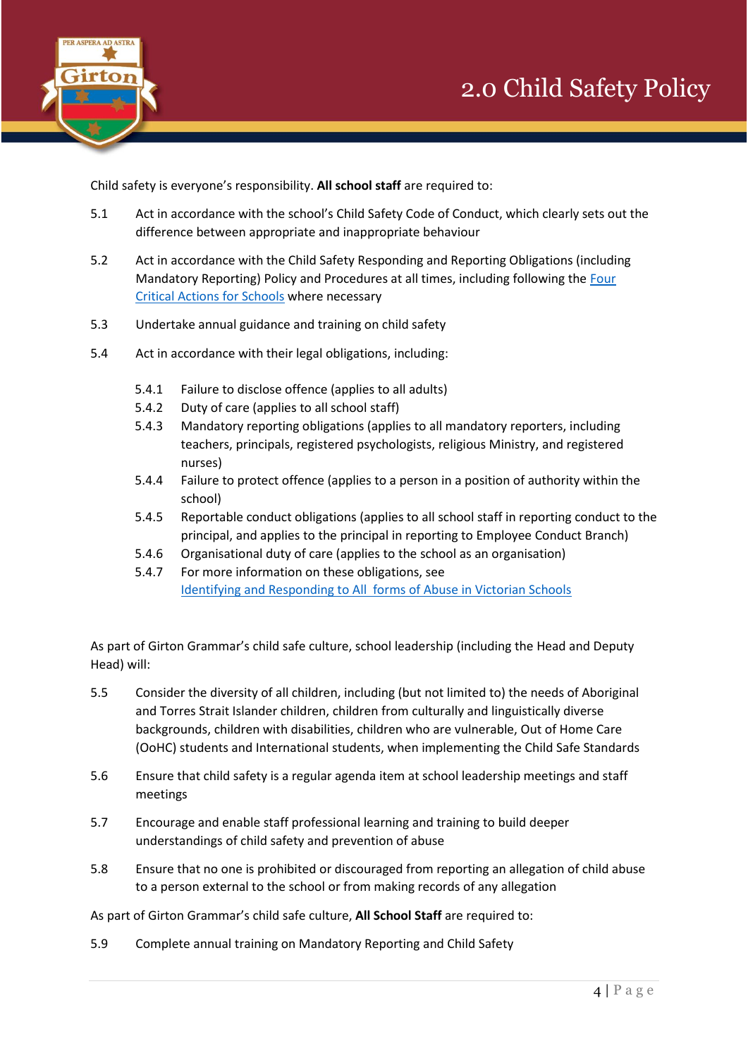Child safety is everyone's responsibility. **All school staff** are required to:

5.1 Act in accordance with the school's Child Safety Code of Conduct, which clearly sets out the difference between appropriate and inappropriate behaviour

5.2 Act in accordance with the Child Safety Responding and Reporting Obligations (including Mandatory Reporting) Policy and Procedures at all times, including following the Four Critical Actions for Schools where necessary

5.3 Undertake annual guidance and training on child safety

5.4 Act in accordance with their legal obligations, including:

- 5.4.1 Failure to disclose offence (applies to all adults)
- 5.4.2 Duty of care (applies to all school staff)
- 5.4.3 Mandatory reporting obligations (applies to all mandatory reporters, including teachers, principals, registered psychologists, religious Ministry, and registered nurses)
- 5.4.4 Failure to protect offence (applies to a person in a position of authority within the school)
- 5.4.5 Reportable conduct obligations (applies to all school staff in reporting conduct to the principal, and applies to the principal in reporting to Employee Conduct Branch)
- 5.4.6 Organisational duty of care (applies to the school as an organisation)
- 5.4.7 For more information on these obligations, see Identifying and Responding to All forms of Abuse in Victorian Schools

As part of Girton Grammar's child safe culture, school leadership (including the Head and Deputy Head) will:

5.5 Consider the diversity of all children, including (but not limited to) the needs of Aboriginal and Torres Strait Islander children, children from culturally and linguistically diverse backgrounds, children with disabilities, children who are vulnerable, Out of Home Care (OoHC) students and International students, when implementing the Child Safe Standards

5.6 Ensure that child safety is a regular agenda item at school leadership meetings and staff meetings

5.7 Encourage and enable staff professional learning and training to build deeper understandings of child safety and prevention of abuse

5.8 Ensure that no one is prohibited or discouraged from reporting an allegation of child abuse to a person external to the school or from making records of any allegation

As part of Girton Grammar's child safe culture, **All School Staff** are required to:

5.9 Complete annual training on Mandatory Reporting and Child Safety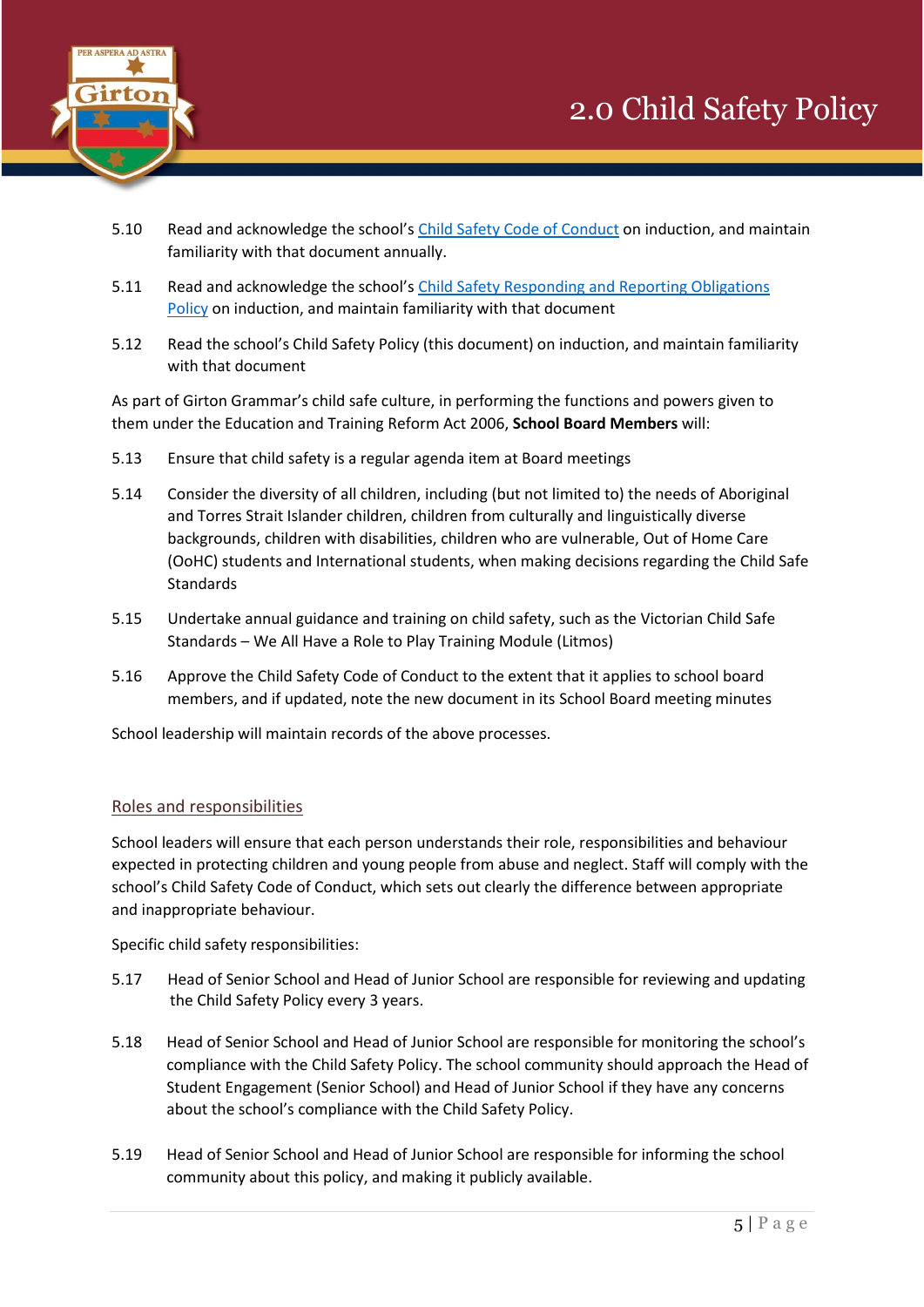5.10 Read and acknowledge the school's Child Safety Code of Conduct on induction, and maintain familiarity with that document annually.

5.11 Read and acknowledge the school's Child Safety Responding and Reporting Obligations Policy on induction, and maintain familiarity with that document

5.12 Read the school's Child Safety Policy (this document) on induction, and maintain familiarity with that document

As part of Girton Grammar's child safe culture, in performing the functions and powers given to them under the Education and Training Reform Act 2006, **School Board Members** will:

5.13 Ensure that child safety is a regular agenda item at Board meetings

5.14 Consider the diversity of all children, including (but not limited to) the needs of Aboriginal and Torres Strait Islander children, children from culturally and linguistically diverse backgrounds, children with disabilities, children who are vulnerable, Out of Home Care (OoHC) students and International students, when making decisions regarding the Child Safe Standards

5.15 Undertake annual guidance and training on child safety, such as the Victorian Child Safe Standards – We All Have a Role to Play Training Module (Litmos)

5.16 Approve the Child Safety Code of Conduct to the extent that it applies to school board members, and if updated, note the new document in its School Board meeting minutes

School leadership will maintain records of the above processes.

## Roles and responsibilities

School leaders will ensure that each person understands their role, responsibilities and behaviour expected in protecting children and young people from abuse and neglect. Staff will comply with the school's Child Safety Code of Conduct, which sets out clearly the difference between appropriate and inappropriate behaviour.

Specific child safety responsibilities:

5.17 Head of Senior School and Head of Junior School are responsible for reviewing and updating the Child Safety Policy every 3 years.

5.18 Head of Senior School and Head of Junior School are responsible for monitoring the school's compliance with the Child Safety Policy. The school community should approach the Head of Student Engagement (Senior School) and Head of Junior School if they have any concerns about the school's compliance with the Child Safety Policy.

5.19 Head of Senior School and Head of Junior School are responsible for informing the school community about this policy, and making it publicly available.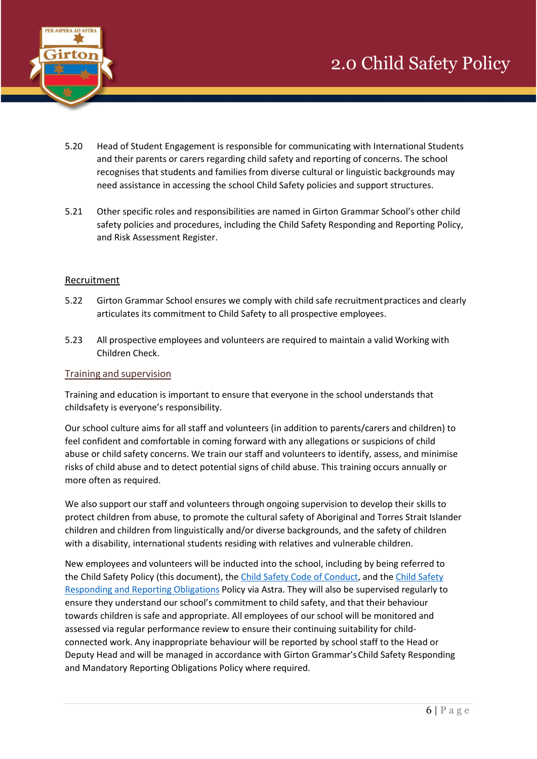5.20 Head of Student Engagement is responsible for communicating with International Students and their parents or carers regarding child safety and reporting of concerns. The school recognises that students and families from diverse cultural or linguistic backgrounds may need assistance in accessing the school Child Safety policies and support structures.

5.21 Other specific roles and responsibilities are named in Girton Grammar School's other child safety policies and procedures, including the Child Safety Responding and Reporting Policy, and Risk Assessment Register.

## Recruitment

5.22 Girton Grammar School ensures we comply with child safe recruitment practices and clearly articulates its commitment to Child Safety to all prospective employees.

5.23 All prospective employees and volunteers are required to maintain a valid Working with Children Check.

## Training and supervision

Training and education is important to ensure that everyone in the school understands that childsafety is everyone's responsibility.

Our school culture aims for all staff and volunteers (in addition to parents/carers and children) to feel confident and comfortable in coming forward with any allegations or suspicions of child abuse or child safety concerns. We train our staff and volunteers to identify, assess, and minimise risks of child abuse and to detect potential signs of child abuse. This training occurs annually or more often as required.

We also support our staff and volunteers through ongoing supervision to develop their skills to protect children from abuse, to promote the cultural safety of Aboriginal and Torres Strait Islander children and children from linguistically and/or diverse backgrounds, and the safety of children with a disability, international students residing with relatives and vulnerable children.

New employees and volunteers will be inducted into the school, including by being referred to the Child Safety Policy (this document), the [Child Safety Code of Conduct], and the [Child Safety Responding and Reporting Obligations] Policy via Astra. They will also be supervised regularly to ensure they understand our school's commitment to child safety, and that their behaviour towards children is safe and appropriate. All employees of our school will be monitored and assessed via regular performance review to ensure their continuing suitability for child-connected work. Any inappropriate behaviour will be reported by school staff to the Head or Deputy Head and will be managed in accordance with Girton Grammar's Child Safety Responding and Mandatory Reporting Obligations Policy where required.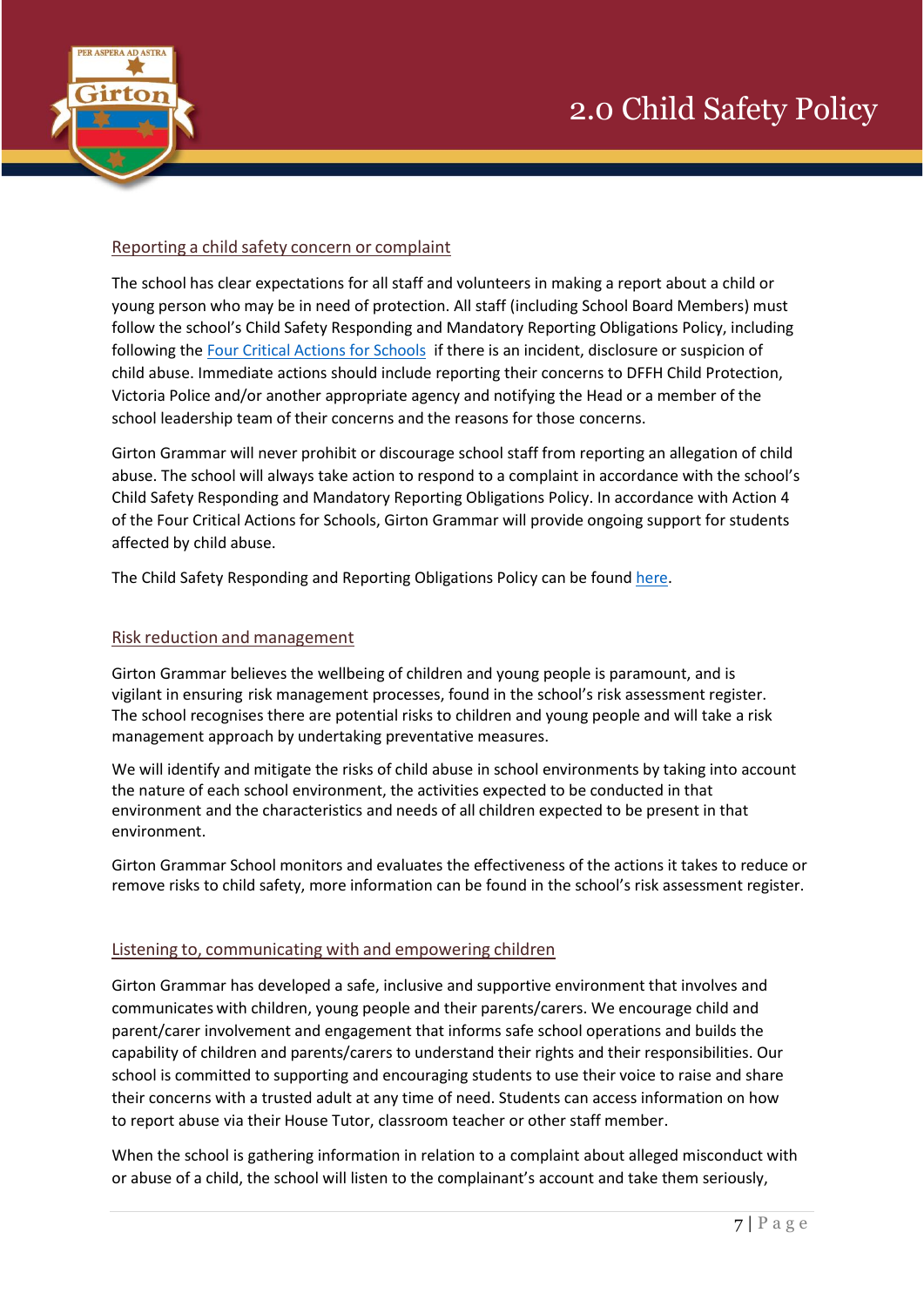## Reporting a child safety concern or complaint

The school has clear expectations for all staff and volunteers in making a report about a child or young person who may be in need of protection. All staff (including School Board Members) must follow the school's Child Safety Responding and Mandatory Reporting Obligations Policy, including following the [Four Critical Actions for Schools](#) if there is an incident, disclosure or suspicion of child abuse. Immediate actions should include reporting their concerns to DFFH Child Protection, Victoria Police and/or another appropriate agency and notifying the Head or a member of the school leadership team of their concerns and the reasons for those concerns.

Girton Grammar will never prohibit or discourage school staff from reporting an allegation of child abuse. The school will always take action to respond to a complaint in accordance with the school's Child Safety Responding and Mandatory Reporting Obligations Policy. In accordance with Action 4 of the Four Critical Actions for Schools, Girton Grammar will provide ongoing support for students affected by child abuse.

The Child Safety Responding and Reporting Obligations Policy can be found [here](#).

## Risk reduction and management

Girton Grammar believes the wellbeing of children and young people is paramount, and is vigilant in ensuring risk management processes, found in the school's risk assessment register. The school recognises there are potential risks to children and young people and will take a risk management approach by undertaking preventative measures.

We will identify and mitigate the risks of child abuse in school environments by taking into account the nature of each school environment, the activities expected to be conducted in that environment and the characteristics and needs of all children expected to be present in that environment.

Girton Grammar School monitors and evaluates the effectiveness of the actions it takes to reduce or remove risks to child safety, more information can be found in the school's risk assessment register.

## Listening to, communicating with and empowering children

Girton Grammar has developed a safe, inclusive and supportive environment that involves and communicates with children, young people and their parents/carers. We encourage child and parent/carer involvement and engagement that informs safe school operations and builds the capability of children and parents/carers to understand their rights and their responsibilities. Our school is committed to supporting and encouraging students to use their voice to raise and share their concerns with a trusted adult at any time of need. Students can access information on how to report abuse via their House Tutor, classroom teacher or other staff member.

When the school is gathering information in relation to a complaint about alleged misconduct with or abuse of a child, the school will listen to the complainant's account and take them seriously,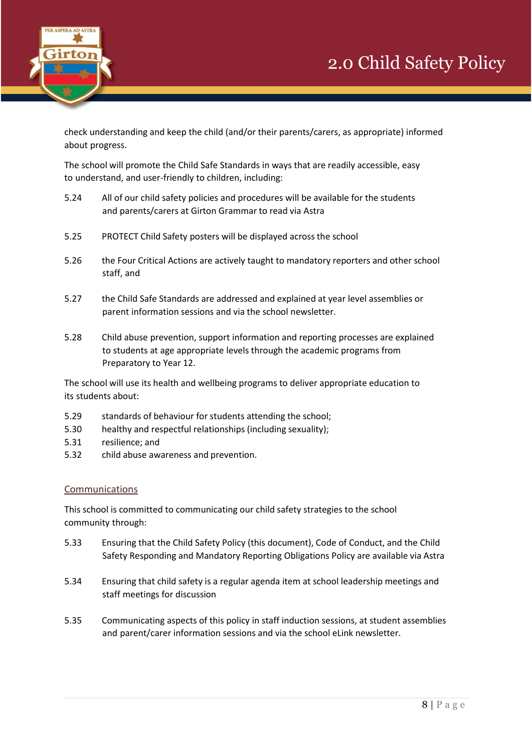check understanding and keep the child (and/or their parents/carers, as appropriate) informed about progress.

The school will promote the Child Safe Standards in ways that are readily accessible, easy to understand, and user-friendly to children, including:

5.24 All of our child safety policies and procedures will be available for the students and parents/carers at Girton Grammar to read via Astra

5.25 PROTECT Child Safety posters will be displayed across the school

5.26 the Four Critical Actions are actively taught to mandatory reporters and other school staff, and

5.27 the Child Safe Standards are addressed and explained at year level assemblies or parent information sessions and via the school newsletter.

5.28 Child abuse prevention, support information and reporting processes are explained to students at age appropriate levels through the academic programs from Preparatory to Year 12.

The school will use its health and wellbeing programs to deliver appropriate education to its students about:

5.29 standards of behaviour for students attending the school;
5.30 healthy and respectful relationships (including sexuality);
5.31 resilience; and
5.32 child abuse awareness and prevention.

## Communications

This school is committed to communicating our child safety strategies to the school community through:

5.33 Ensuring that the Child Safety Policy (this document), Code of Conduct, and the Child Safety Responding and Mandatory Reporting Obligations Policy are available via Astra

5.34 Ensuring that child safety is a regular agenda item at school leadership meetings and staff meetings for discussion

5.35 Communicating aspects of this policy in staff induction sessions, at student assemblies and parent/carer information sessions and via the school eLink newsletter.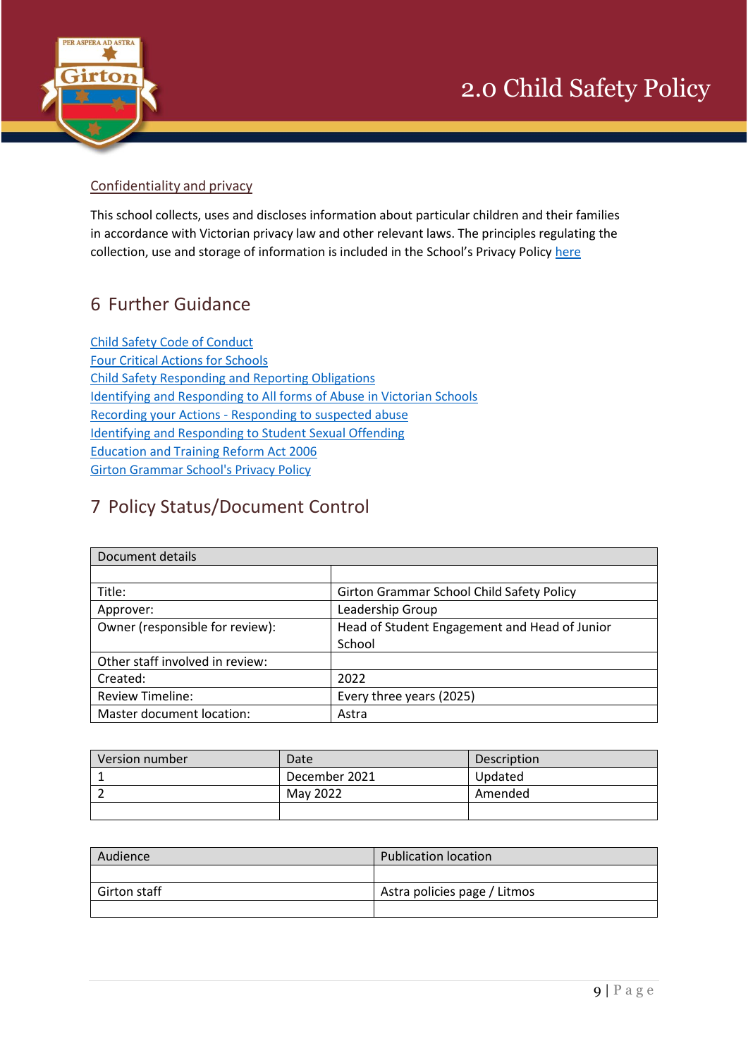Confidentiality and privacy

This school collects, uses and discloses information about particular children and their families in accordance with Victorian privacy law and other relevant laws. The principles regulating the collection, use and storage of information is included in the School's Privacy Policy here

## 6 Further Guidance

Child Safety Code of Conduct
Four Critical Actions for Schools
Child Safety Responding and Reporting Obligations
Identifying and Responding to All forms of Abuse in Victorian Schools
Recording your Actions - Responding to suspected abuse
Identifying and Responding to Student Sexual Offending
Education and Training Reform Act 2006
Girton Grammar School's Privacy Policy

## 7 Policy Status/Document Control

| Document details | |
|---|---|
| | |
| Title: | Girton Grammar School Child Safety Policy |
| Approver: | Leadership Group |
| Owner (responsible for review): | Head of Student Engagement and Head of Junior School |
| Other staff involved in review: | |
| Created: | 2022 |
| Review Timeline: | Every three years (2025) |
| Master document location: | Astra |

| Version number | Date | Description |
|---|---|---|
| 1 | December 2021 | Updated |
| 2 | May 2022 | Amended |
| | | |

| Audience | Publication location |
|---|---|
| | |
| Girton staff | Astra policies page / Litmos |
| | |